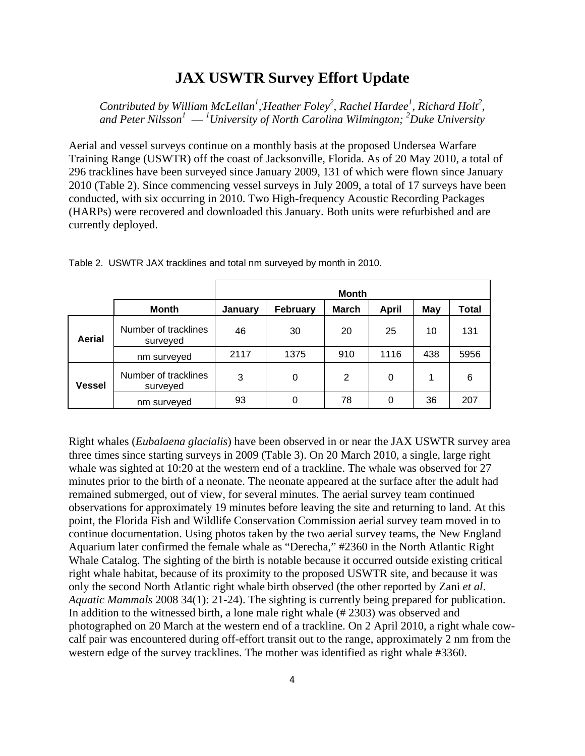# JAX USWTR Survey Effort Update

*Contributed by William McLellan[1], Heather Foley[2], Rachel Hardee[1], Richard Holt[2], and Peter Nilsson[1] — [1]University of North Carolina Wilmington; [2]Duke University*

Aerial and vessel surveys continue on a monthly basis at the proposed Undersea Warfare Training Range (USWTR) off the coast of Jacksonville, Florida. As of 20 May 2010, a total of 296 tracklines have been surveyed since January 2009, 131 of which were flown since January 2010 (Table 2). Since commencing vessel surveys in July 2009, a total of 17 surveys have been conducted, with six occurring in 2010. Two High-frequency Acoustic Recording Packages (HARPs) were recovered and downloaded this January. Both units were refurbished and are currently deployed.

Table 2. USWTR JAX tracklines and total nm surveyed by month in 2010.

| | | Month | | | | | |
|---|---|---|---|---|---|---|---|
| | **Month** | **January** | **February** | **March** | **April** | **May** | **Total** |
| **Aerial** | Number of tracklines surveyed | 46 | 30 | 20 | 25 | 10 | 131 |
| | nm surveyed | 2117 | 1375 | 910 | 1116 | 438 | 5956 |
| **Vessel** | Number of tracklines surveyed | 3 | 0 | 2 | 0 | 1 | 6 |
| | nm surveyed | 93 | 0 | 78 | 0 | 36 | 207 |

Right whales (*Eubalaena glacialis*) have been observed in or near the JAX USWTR survey area three times since starting surveys in 2009 (Table 3). On 20 March 2010, a single, large right whale was sighted at 10:20 at the western end of a trackline. The whale was observed for 27 minutes prior to the birth of a neonate. The neonate appeared at the surface after the adult had remained submerged, out of view, for several minutes. The aerial survey team continued observations for approximately 19 minutes before leaving the site and returning to land. At this point, the Florida Fish and Wildlife Conservation Commission aerial survey team moved in to continue documentation. Using photos taken by the two aerial survey teams, the New England Aquarium later confirmed the female whale as "Derecha," #2360 in the North Atlantic Right Whale Catalog. The sighting of the birth is notable because it occurred outside existing critical right whale habitat, because of its proximity to the proposed USWTR site, and because it was only the second North Atlantic right whale birth observed (the other reported by Zani *et al*. *Aquatic Mammals* 2008 34(1): 21-24). The sighting is currently being prepared for publication. In addition to the witnessed birth, a lone male right whale (# 2303) was observed and photographed on 20 March at the western end of a trackline. On 2 April 2010, a right whale cow-calf pair was encountered during off-effort transit out to the range, approximately 2 nm from the western edge of the survey tracklines. The mother was identified as right whale #3360.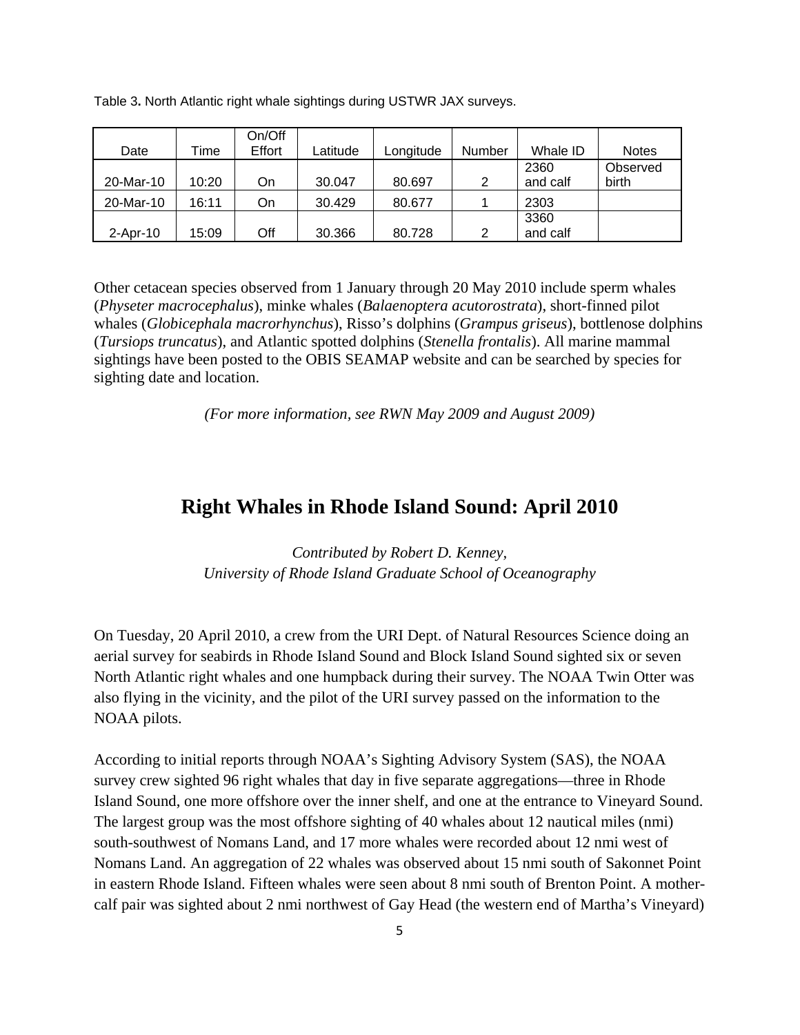Table 3. North Atlantic right whale sightings during USTWR JAX surveys.

| Date | Time | On/Off Effort | Latitude | Longitude | Number | Whale ID | Notes |
|---|---|---|---|---|---|---|---|
| 20-Mar-10 | 10:20 | On | 30.047 | 80.697 | 2 | 2360 and calf | Observed birth |
| 20-Mar-10 | 16:11 | On | 30.429 | 80.677 | 1 | 2303 | |
| 2-Apr-10 | 15:09 | Off | 30.366 | 80.728 | 2 | 3360 and calf | |

Other cetacean species observed from 1 January through 20 May 2010 include sperm whales (*Physeter macrocephalus*), minke whales (*Balaenoptera acutorostrata*), short-finned pilot whales (*Globicephala macrorhynchus*), Risso's dolphins (*Grampus griseus*), bottlenose dolphins (*Tursiops truncatus*), and Atlantic spotted dolphins (*Stenella frontalis*). All marine mammal sightings have been posted to the OBIS SEAMAP website and can be searched by species for sighting date and location.

*(For more information, see RWN May 2009 and August 2009)*

## Right Whales in Rhode Island Sound: April 2010

*Contributed by Robert D. Kenney,*
*University of Rhode Island Graduate School of Oceanography*

On Tuesday, 20 April 2010, a crew from the URI Dept. of Natural Resources Science doing an aerial survey for seabirds in Rhode Island Sound and Block Island Sound sighted six or seven North Atlantic right whales and one humpback during their survey. The NOAA Twin Otter was also flying in the vicinity, and the pilot of the URI survey passed on the information to the NOAA pilots.

According to initial reports through NOAA's Sighting Advisory System (SAS), the NOAA survey crew sighted 96 right whales that day in five separate aggregations—three in Rhode Island Sound, one more offshore over the inner shelf, and one at the entrance to Vineyard Sound. The largest group was the most offshore sighting of 40 whales about 12 nautical miles (nmi) south-southwest of Nomans Land, and 17 more whales were recorded about 12 nmi west of Nomans Land. An aggregation of 22 whales was observed about 15 nmi south of Sakonnet Point in eastern Rhode Island. Fifteen whales were seen about 8 nmi south of Brenton Point. A mother-calf pair was sighted about 2 nmi northwest of Gay Head (the western end of Martha's Vineyard)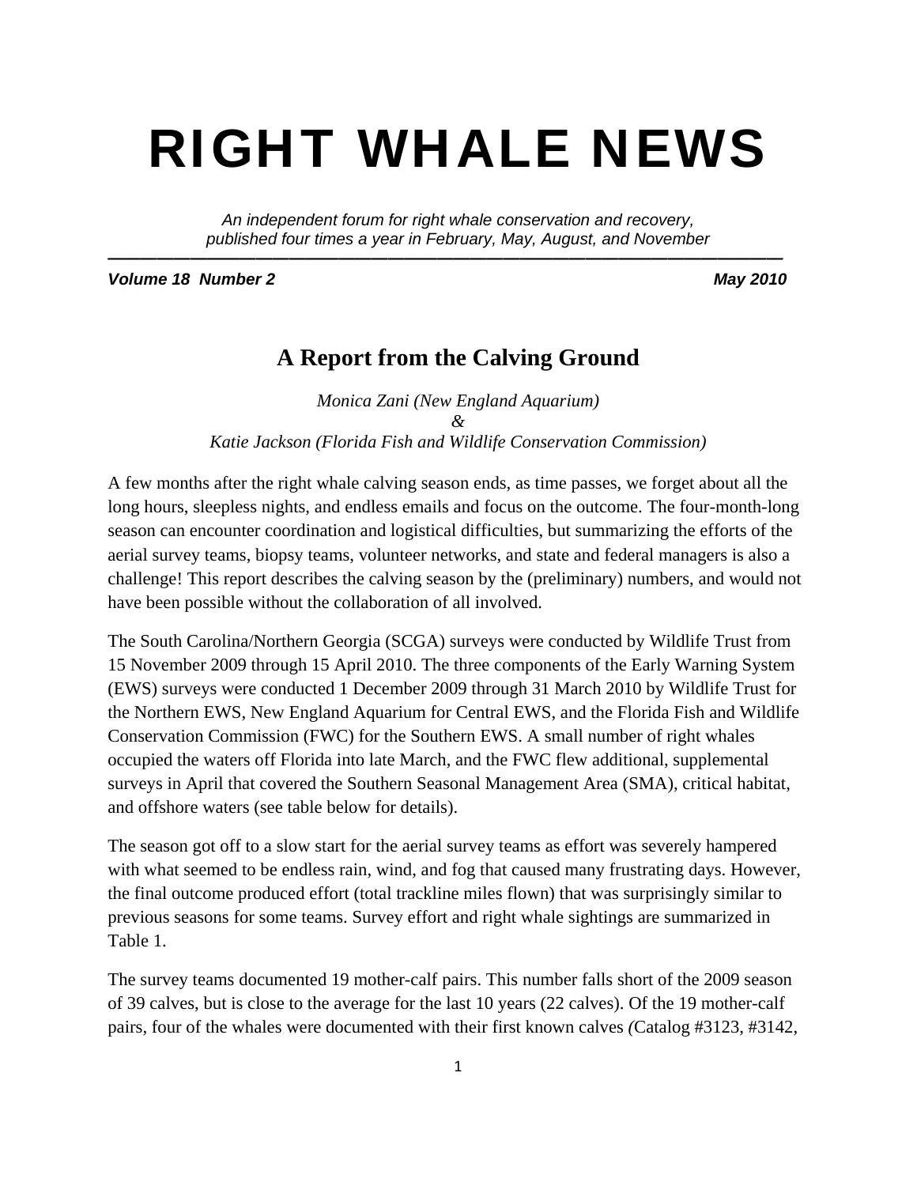// RIGHT WHALE NEWS

*An independent forum for right whale conservation and recovery, published four times a year in February, May, August, and November*

***Volume 18 Number 2*** ***May 2010***

## A Report from the Calving Ground

*Monica Zani (New England Aquarium)*
*&*
*Katie Jackson (Florida Fish and Wildlife Conservation Commission)*

A few months after the right whale calving season ends, as time passes, we forget about all the long hours, sleepless nights, and endless emails and focus on the outcome. The four-month-long season can encounter coordination and logistical difficulties, but summarizing the efforts of the aerial survey teams, biopsy teams, volunteer networks, and state and federal managers is also a challenge! This report describes the calving season by the (preliminary) numbers, and would not have been possible without the collaboration of all involved.

The South Carolina/Northern Georgia (SCGA) surveys were conducted by Wildlife Trust from 15 November 2009 through 15 April 2010. The three components of the Early Warning System (EWS) surveys were conducted 1 December 2009 through 31 March 2010 by Wildlife Trust for the Northern EWS, New England Aquarium for Central EWS, and the Florida Fish and Wildlife Conservation Commission (FWC) for the Southern EWS. A small number of right whales occupied the waters off Florida into late March, and the FWC flew additional, supplemental surveys in April that covered the Southern Seasonal Management Area (SMA), critical habitat, and offshore waters (see table below for details).

The season got off to a slow start for the aerial survey teams as effort was severely hampered with what seemed to be endless rain, wind, and fog that caused many frustrating days. However, the final outcome produced effort (total trackline miles flown) that was surprisingly similar to previous seasons for some teams. Survey effort and right whale sightings are summarized in Table 1.

The survey teams documented 19 mother-calf pairs. This number falls short of the 2009 season of 39 calves, but is close to the average for the last 10 years (22 calves). Of the 19 mother-calf pairs, four of the whales were documented with their first known calves (Catalog #3123, #3142,